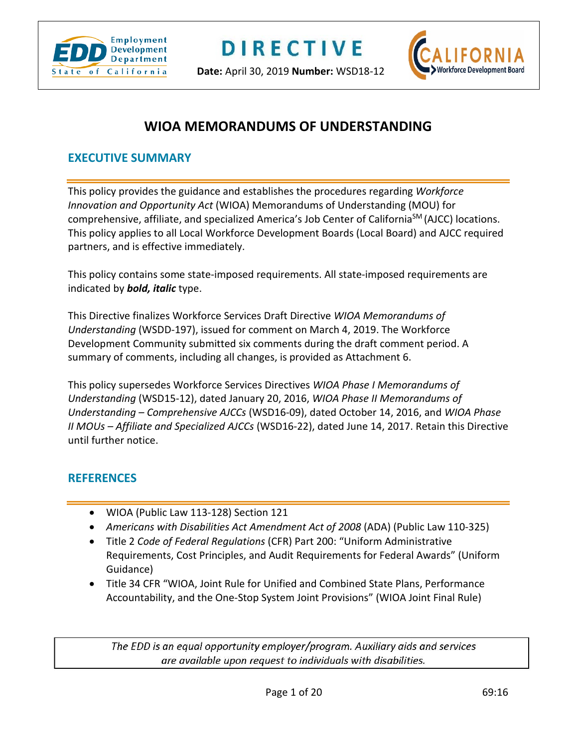# DIRECTIVE

**Date:** April 30, 2019 **Number:** WSD18-12

## WIOA MEMORANDUMS OF UNDERSTANDING

### EXECUTIVE SUMMARY

This policy provides the guidance and establishes the procedures regarding *Workforce Innovation and Opportunity Act* (WIOA) Memorandums of Understanding (MOU) for comprehensive, affiliate, and specialized America's Job Center of California[SM] (AJCC) locations. This policy applies to all Local Workforce Development Boards (Local Board) and AJCC required partners, and is effective immediately.

This policy contains some state-imposed requirements. All state-imposed requirements are indicated by ***bold, italic*** type.

This Directive finalizes Workforce Services Draft Directive *WIOA Memorandums of Understanding* (WSDD-197), issued for comment on March 4, 2019. The Workforce Development Community submitted six comments during the draft comment period. A summary of comments, including all changes, is provided as Attachment 6.

This policy supersedes Workforce Services Directives *WIOA Phase I Memorandums of Understanding* (WSD15-12), dated January 20, 2016, *WIOA Phase II Memorandums of Understanding – Comprehensive AJCCs* (WSD16-09), dated October 14, 2016, and *WIOA Phase II MOUs – Affiliate and Specialized AJCCs* (WSD16-22), dated June 14, 2017. Retain this Directive until further notice.

### REFERENCES

- WIOA (Public Law 113-128) Section 121
- *Americans with Disabilities Act Amendment Act of 2008* (ADA) (Public Law 110-325)
- Title 2 *Code of Federal Regulations* (CFR) Part 200: "Uniform Administrative Requirements, Cost Principles, and Audit Requirements for Federal Awards" (Uniform Guidance)
- Title 34 CFR "WIOA, Joint Rule for Unified and Combined State Plans, Performance Accountability, and the One-Stop System Joint Provisions" (WIOA Joint Final Rule)

*The EDD is an equal opportunity employer/program. Auxiliary aids and services are available upon request to individuals with disabilities.*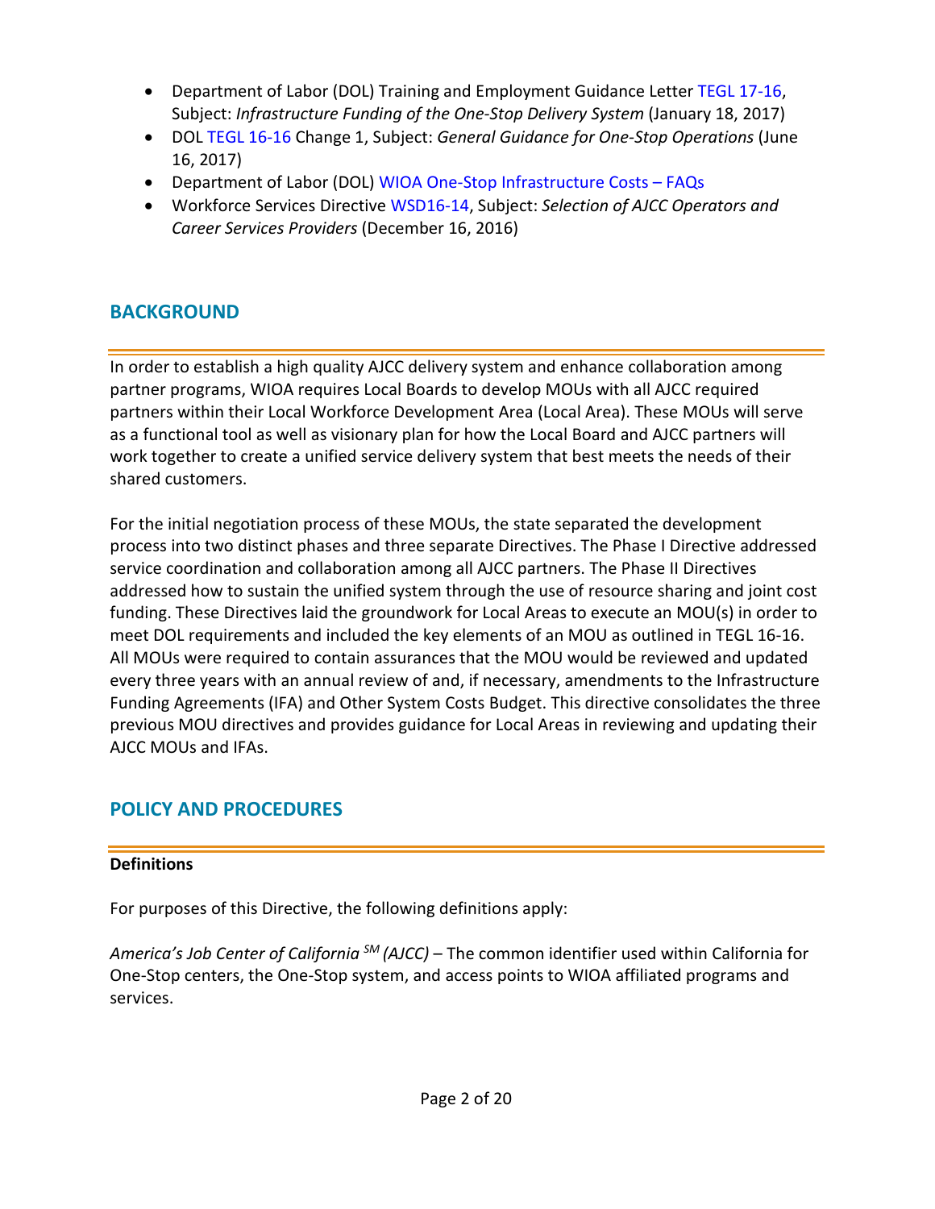- Department of Labor (DOL) Training and Employment Guidance Letter TEGL 17-16, Subject: *Infrastructure Funding of the One-Stop Delivery System* (January 18, 2017)
- DOL TEGL 16-16 Change 1, Subject: *General Guidance for One-Stop Operations* (June 16, 2017)
- Department of Labor (DOL) WIOA One-Stop Infrastructure Costs – FAQs
- Workforce Services Directive WSD16-14, Subject: *Selection of AJCC Operators and Career Services Providers* (December 16, 2016)

## BACKGROUND

In order to establish a high quality AJCC delivery system and enhance collaboration among partner programs, WIOA requires Local Boards to develop MOUs with all AJCC required partners within their Local Workforce Development Area (Local Area). These MOUs will serve as a functional tool as well as visionary plan for how the Local Board and AJCC partners will work together to create a unified service delivery system that best meets the needs of their shared customers.

For the initial negotiation process of these MOUs, the state separated the development process into two distinct phases and three separate Directives. The Phase I Directive addressed service coordination and collaboration among all AJCC partners. The Phase II Directives addressed how to sustain the unified system through the use of resource sharing and joint cost funding. These Directives laid the groundwork for Local Areas to execute an MOU(s) in order to meet DOL requirements and included the key elements of an MOU as outlined in TEGL 16-16. All MOUs were required to contain assurances that the MOU would be reviewed and updated every three years with an annual review of and, if necessary, amendments to the Infrastructure Funding Agreements (IFA) and Other System Costs Budget. This directive consolidates the three previous MOU directives and provides guidance for Local Areas in reviewing and updating their AJCC MOUs and IFAs.

## POLICY AND PROCEDURES

**Definitions**

For purposes of this Directive, the following definitions apply:

*America's Job Center of California* SM *(AJCC)* – The common identifier used within California for One-Stop centers, the One-Stop system, and access points to WIOA affiliated programs and services.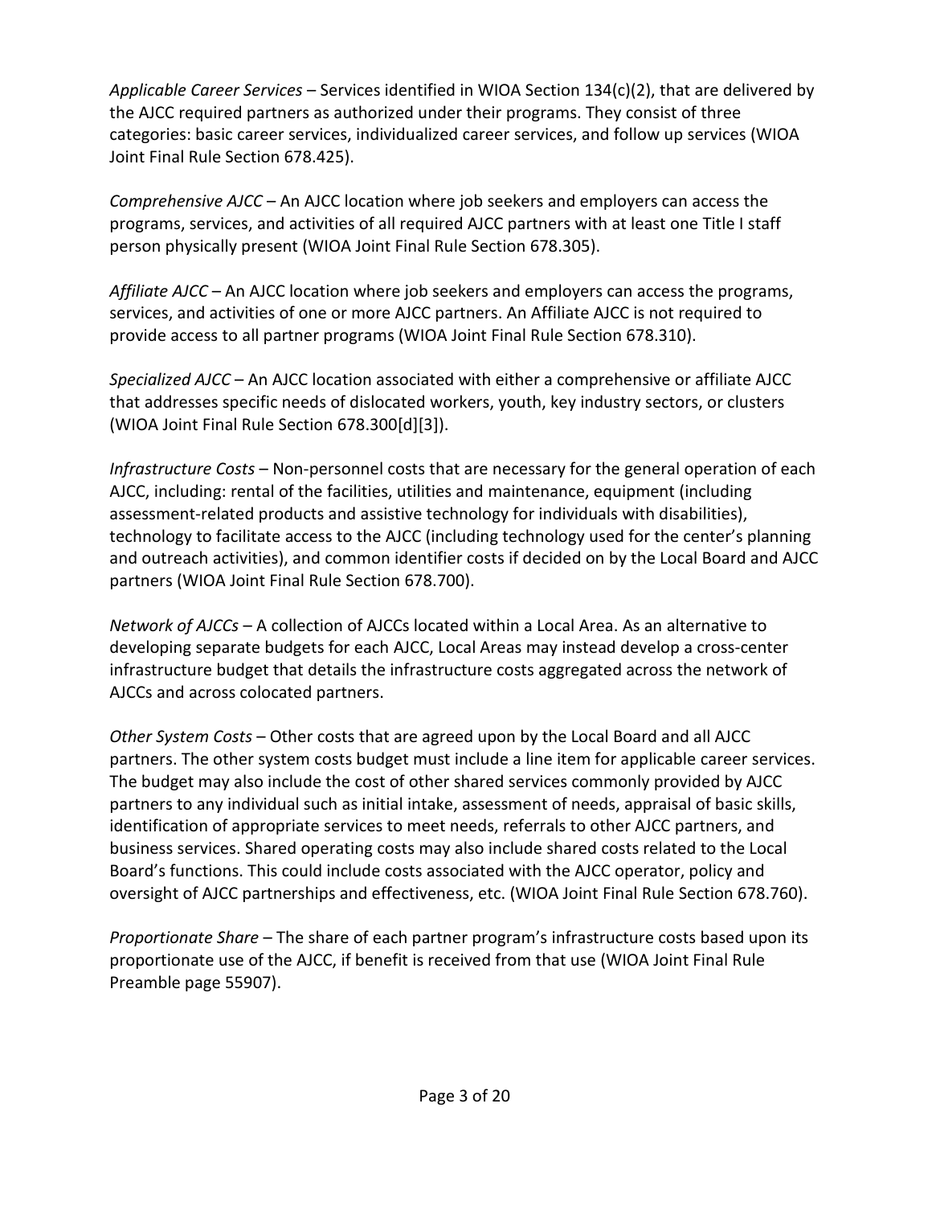*Applicable Career Services* – Services identified in WIOA Section 134(c)(2), that are delivered by the AJCC required partners as authorized under their programs. They consist of three categories: basic career services, individualized career services, and follow up services (WIOA Joint Final Rule Section 678.425).

*Comprehensive AJCC* – An AJCC location where job seekers and employers can access the programs, services, and activities of all required AJCC partners with at least one Title I staff person physically present (WIOA Joint Final Rule Section 678.305).

*Affiliate AJCC* – An AJCC location where job seekers and employers can access the programs, services, and activities of one or more AJCC partners. An Affiliate AJCC is not required to provide access to all partner programs (WIOA Joint Final Rule Section 678.310).

*Specialized AJCC* – An AJCC location associated with either a comprehensive or affiliate AJCC that addresses specific needs of dislocated workers, youth, key industry sectors, or clusters (WIOA Joint Final Rule Section 678.300[d][3]).

*Infrastructure Costs* – Non-personnel costs that are necessary for the general operation of each AJCC, including: rental of the facilities, utilities and maintenance, equipment (including assessment-related products and assistive technology for individuals with disabilities), technology to facilitate access to the AJCC (including technology used for the center's planning and outreach activities), and common identifier costs if decided on by the Local Board and AJCC partners (WIOA Joint Final Rule Section 678.700).

*Network of AJCCs* – A collection of AJCCs located within a Local Area. As an alternative to developing separate budgets for each AJCC, Local Areas may instead develop a cross-center infrastructure budget that details the infrastructure costs aggregated across the network of AJCCs and across colocated partners.

*Other System Costs* – Other costs that are agreed upon by the Local Board and all AJCC partners. The other system costs budget must include a line item for applicable career services. The budget may also include the cost of other shared services commonly provided by AJCC partners to any individual such as initial intake, assessment of needs, appraisal of basic skills, identification of appropriate services to meet needs, referrals to other AJCC partners, and business services. Shared operating costs may also include shared costs related to the Local Board's functions. This could include costs associated with the AJCC operator, policy and oversight of AJCC partnerships and effectiveness, etc. (WIOA Joint Final Rule Section 678.760).

*Proportionate Share* – The share of each partner program's infrastructure costs based upon its proportionate use of the AJCC, if benefit is received from that use (WIOA Joint Final Rule Preamble page 55907).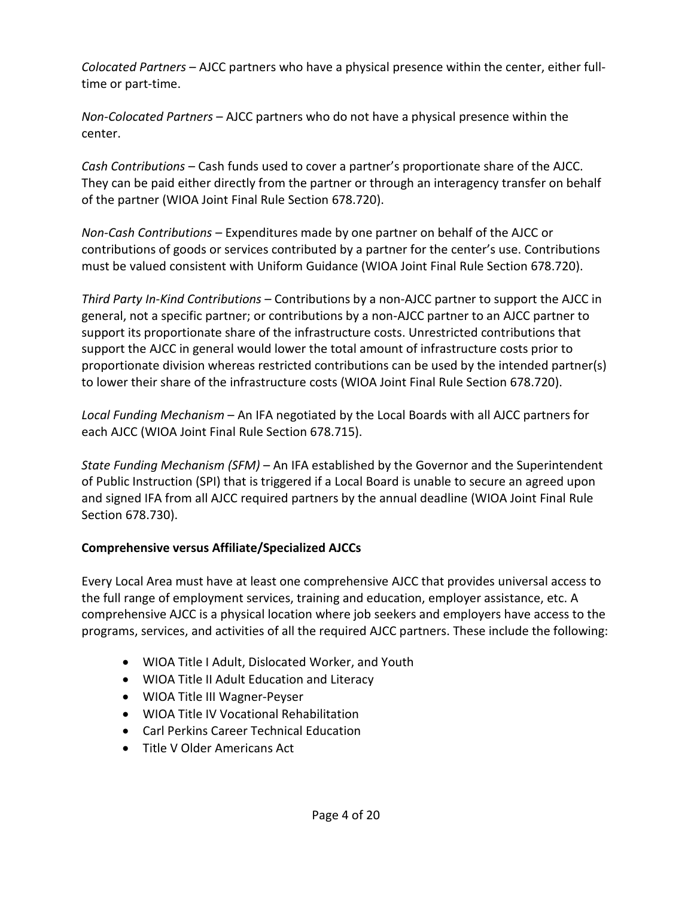*Colocated Partners* – AJCC partners who have a physical presence within the center, either full-time or part-time.

*Non-Colocated Partners* – AJCC partners who do not have a physical presence within the center.

*Cash Contributions* – Cash funds used to cover a partner's proportionate share of the AJCC. They can be paid either directly from the partner or through an interagency transfer on behalf of the partner (WIOA Joint Final Rule Section 678.720).

*Non-Cash Contributions* – Expenditures made by one partner on behalf of the AJCC or contributions of goods or services contributed by a partner for the center's use. Contributions must be valued consistent with Uniform Guidance (WIOA Joint Final Rule Section 678.720).

*Third Party In-Kind Contributions* – Contributions by a non-AJCC partner to support the AJCC in general, not a specific partner; or contributions by a non-AJCC partner to an AJCC partner to support its proportionate share of the infrastructure costs. Unrestricted contributions that support the AJCC in general would lower the total amount of infrastructure costs prior to proportionate division whereas restricted contributions can be used by the intended partner(s) to lower their share of the infrastructure costs (WIOA Joint Final Rule Section 678.720).

*Local Funding Mechanism* – An IFA negotiated by the Local Boards with all AJCC partners for each AJCC (WIOA Joint Final Rule Section 678.715).

*State Funding Mechanism (SFM)* – An IFA established by the Governor and the Superintendent of Public Instruction (SPI) that is triggered if a Local Board is unable to secure an agreed upon and signed IFA from all AJCC required partners by the annual deadline (WIOA Joint Final Rule Section 678.730).

**Comprehensive versus Affiliate/Specialized AJCCs**

Every Local Area must have at least one comprehensive AJCC that provides universal access to the full range of employment services, training and education, employer assistance, etc. A comprehensive AJCC is a physical location where job seekers and employers have access to the programs, services, and activities of all the required AJCC partners. These include the following:

- WIOA Title I Adult, Dislocated Worker, and Youth
- WIOA Title II Adult Education and Literacy
- WIOA Title III Wagner-Peyser
- WIOA Title IV Vocational Rehabilitation
- Carl Perkins Career Technical Education
- Title V Older Americans Act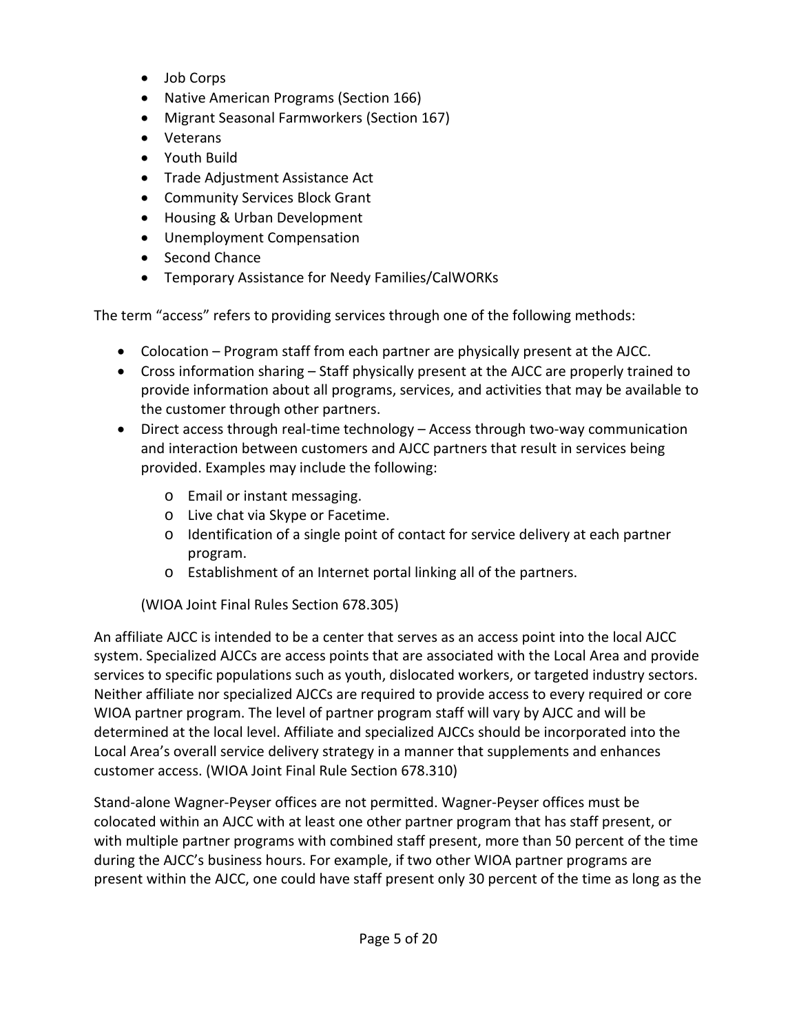- Job Corps
- Native American Programs (Section 166)
- Migrant Seasonal Farmworkers (Section 167)
- Veterans
- Youth Build
- Trade Adjustment Assistance Act
- Community Services Block Grant
- Housing & Urban Development
- Unemployment Compensation
- Second Chance
- Temporary Assistance for Needy Families/CalWORKs

The term "access" refers to providing services through one of the following methods:

- Colocation – Program staff from each partner are physically present at the AJCC.
- Cross information sharing – Staff physically present at the AJCC are properly trained to provide information about all programs, services, and activities that may be available to the customer through other partners.
- Direct access through real-time technology – Access through two-way communication and interaction between customers and AJCC partners that result in services being provided. Examples may include the following:
    - Email or instant messaging.
    - Live chat via Skype or Facetime.
    - Identification of a single point of contact for service delivery at each partner program.
    - Establishment of an Internet portal linking all of the partners.

(WIOA Joint Final Rules Section 678.305)

An affiliate AJCC is intended to be a center that serves as an access point into the local AJCC system. Specialized AJCCs are access points that are associated with the Local Area and provide services to specific populations such as youth, dislocated workers, or targeted industry sectors. Neither affiliate nor specialized AJCCs are required to provide access to every required or core WIOA partner program. The level of partner program staff will vary by AJCC and will be determined at the local level. Affiliate and specialized AJCCs should be incorporated into the Local Area's overall service delivery strategy in a manner that supplements and enhances customer access. (WIOA Joint Final Rule Section 678.310)

Stand-alone Wagner-Peyser offices are not permitted. Wagner-Peyser offices must be colocated within an AJCC with at least one other partner program that has staff present, or with multiple partner programs with combined staff present, more than 50 percent of the time during the AJCC's business hours. For example, if two other WIOA partner programs are present within the AJCC, one could have staff present only 30 percent of the time as long as the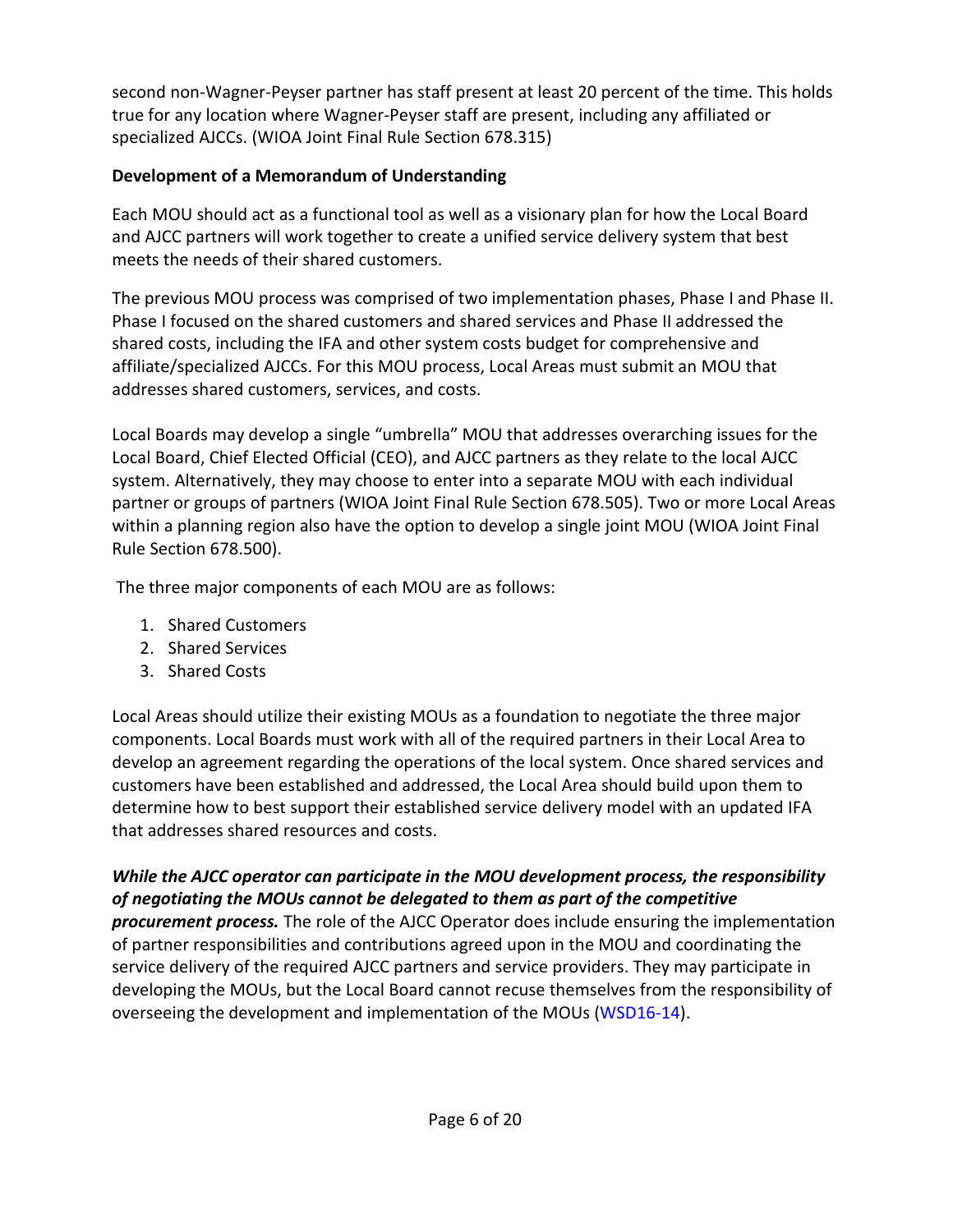second non-Wagner-Peyser partner has staff present at least 20 percent of the time. This holds true for any location where Wagner-Peyser staff are present, including any affiliated or specialized AJCCs. (WIOA Joint Final Rule Section 678.315)

**Development of a Memorandum of Understanding**

Each MOU should act as a functional tool as well as a visionary plan for how the Local Board and AJCC partners will work together to create a unified service delivery system that best meets the needs of their shared customers.

The previous MOU process was comprised of two implementation phases, Phase I and Phase II. Phase I focused on the shared customers and shared services and Phase II addressed the shared costs, including the IFA and other system costs budget for comprehensive and affiliate/specialized AJCCs. For this MOU process, Local Areas must submit an MOU that addresses shared customers, services, and costs.

Local Boards may develop a single "umbrella" MOU that addresses overarching issues for the Local Board, Chief Elected Official (CEO), and AJCC partners as they relate to the local AJCC system. Alternatively, they may choose to enter into a separate MOU with each individual partner or groups of partners (WIOA Joint Final Rule Section 678.505). Two or more Local Areas within a planning region also have the option to develop a single joint MOU (WIOA Joint Final Rule Section 678.500).

The three major components of each MOU are as follows:

1. Shared Customers
2. Shared Services
3. Shared Costs

Local Areas should utilize their existing MOUs as a foundation to negotiate the three major components. Local Boards must work with all of the required partners in their Local Area to develop an agreement regarding the operations of the local system. Once shared services and customers have been established and addressed, the Local Area should build upon them to determine how to best support their established service delivery model with an updated IFA that addresses shared resources and costs.

***While the AJCC operator can participate in the MOU development process, the responsibility of negotiating the MOUs cannot be delegated to them as part of the competitive procurement process.*** The role of the AJCC Operator does include ensuring the implementation of partner responsibilities and contributions agreed upon in the MOU and coordinating the service delivery of the required AJCC partners and service providers. They may participate in developing the MOUs, but the Local Board cannot recuse themselves from the responsibility of overseeing the development and implementation of the MOUs (WSD16-14).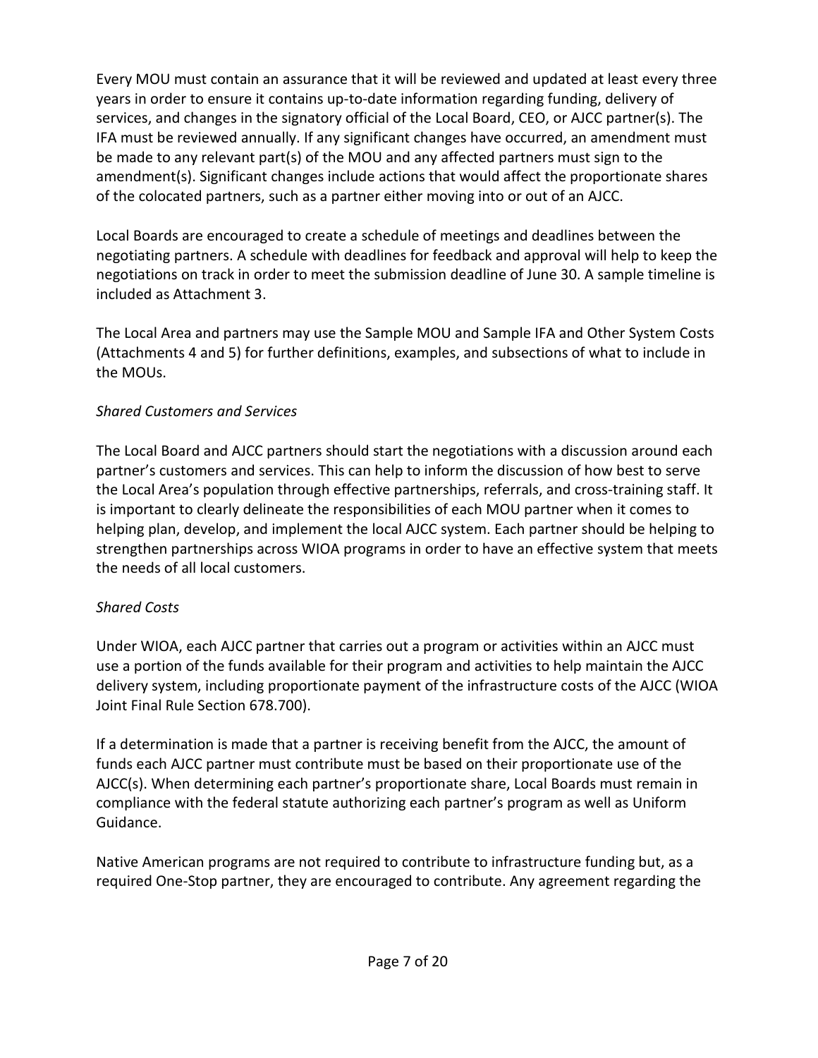Every MOU must contain an assurance that it will be reviewed and updated at least every three years in order to ensure it contains up-to-date information regarding funding, delivery of services, and changes in the signatory official of the Local Board, CEO, or AJCC partner(s). The IFA must be reviewed annually. If any significant changes have occurred, an amendment must be made to any relevant part(s) of the MOU and any affected partners must sign to the amendment(s). Significant changes include actions that would affect the proportionate shares of the colocated partners, such as a partner either moving into or out of an AJCC.

Local Boards are encouraged to create a schedule of meetings and deadlines between the negotiating partners. A schedule with deadlines for feedback and approval will help to keep the negotiations on track in order to meet the submission deadline of June 30. A sample timeline is included as Attachment 3.

The Local Area and partners may use the Sample MOU and Sample IFA and Other System Costs (Attachments 4 and 5) for further definitions, examples, and subsections of what to include in the MOUs.

*Shared Customers and Services*

The Local Board and AJCC partners should start the negotiations with a discussion around each partner's customers and services. This can help to inform the discussion of how best to serve the Local Area's population through effective partnerships, referrals, and cross-training staff. It is important to clearly delineate the responsibilities of each MOU partner when it comes to helping plan, develop, and implement the local AJCC system. Each partner should be helping to strengthen partnerships across WIOA programs in order to have an effective system that meets the needs of all local customers.

*Shared Costs*

Under WIOA, each AJCC partner that carries out a program or activities within an AJCC must use a portion of the funds available for their program and activities to help maintain the AJCC delivery system, including proportionate payment of the infrastructure costs of the AJCC (WIOA Joint Final Rule Section 678.700).

If a determination is made that a partner is receiving benefit from the AJCC, the amount of funds each AJCC partner must contribute must be based on their proportionate use of the AJCC(s). When determining each partner's proportionate share, Local Boards must remain in compliance with the federal statute authorizing each partner's program as well as Uniform Guidance.

Native American programs are not required to contribute to infrastructure funding but, as a required One-Stop partner, they are encouraged to contribute. Any agreement regarding the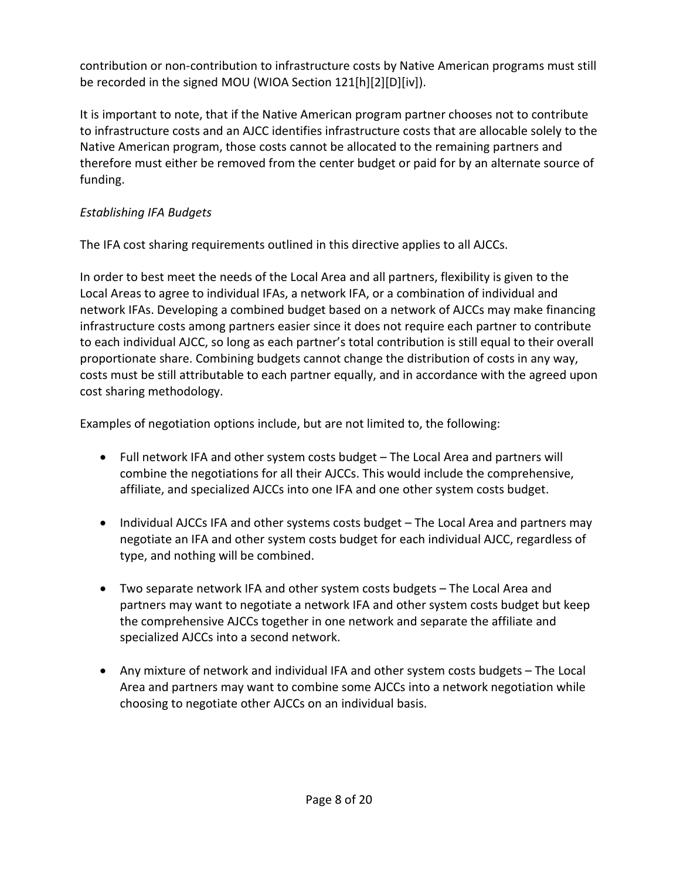contribution or non-contribution to infrastructure costs by Native American programs must still be recorded in the signed MOU (WIOA Section 121[h][2][D][iv]).

It is important to note, that if the Native American program partner chooses not to contribute to infrastructure costs and an AJCC identifies infrastructure costs that are allocable solely to the Native American program, those costs cannot be allocated to the remaining partners and therefore must either be removed from the center budget or paid for by an alternate source of funding.

*Establishing IFA Budgets*

The IFA cost sharing requirements outlined in this directive applies to all AJCCs.

In order to best meet the needs of the Local Area and all partners, flexibility is given to the Local Areas to agree to individual IFAs, a network IFA, or a combination of individual and network IFAs. Developing a combined budget based on a network of AJCCs may make financing infrastructure costs among partners easier since it does not require each partner to contribute to each individual AJCC, so long as each partner's total contribution is still equal to their overall proportionate share. Combining budgets cannot change the distribution of costs in any way, costs must be still attributable to each partner equally, and in accordance with the agreed upon cost sharing methodology.

Examples of negotiation options include, but are not limited to, the following:

- Full network IFA and other system costs budget – The Local Area and partners will combine the negotiations for all their AJCCs. This would include the comprehensive, affiliate, and specialized AJCCs into one IFA and one other system costs budget.

- Individual AJCCs IFA and other systems costs budget – The Local Area and partners may negotiate an IFA and other system costs budget for each individual AJCC, regardless of type, and nothing will be combined.

- Two separate network IFA and other system costs budgets – The Local Area and partners may want to negotiate a network IFA and other system costs budget but keep the comprehensive AJCCs together in one network and separate the affiliate and specialized AJCCs into a second network.

- Any mixture of network and individual IFA and other system costs budgets – The Local Area and partners may want to combine some AJCCs into a network negotiation while choosing to negotiate other AJCCs on an individual basis.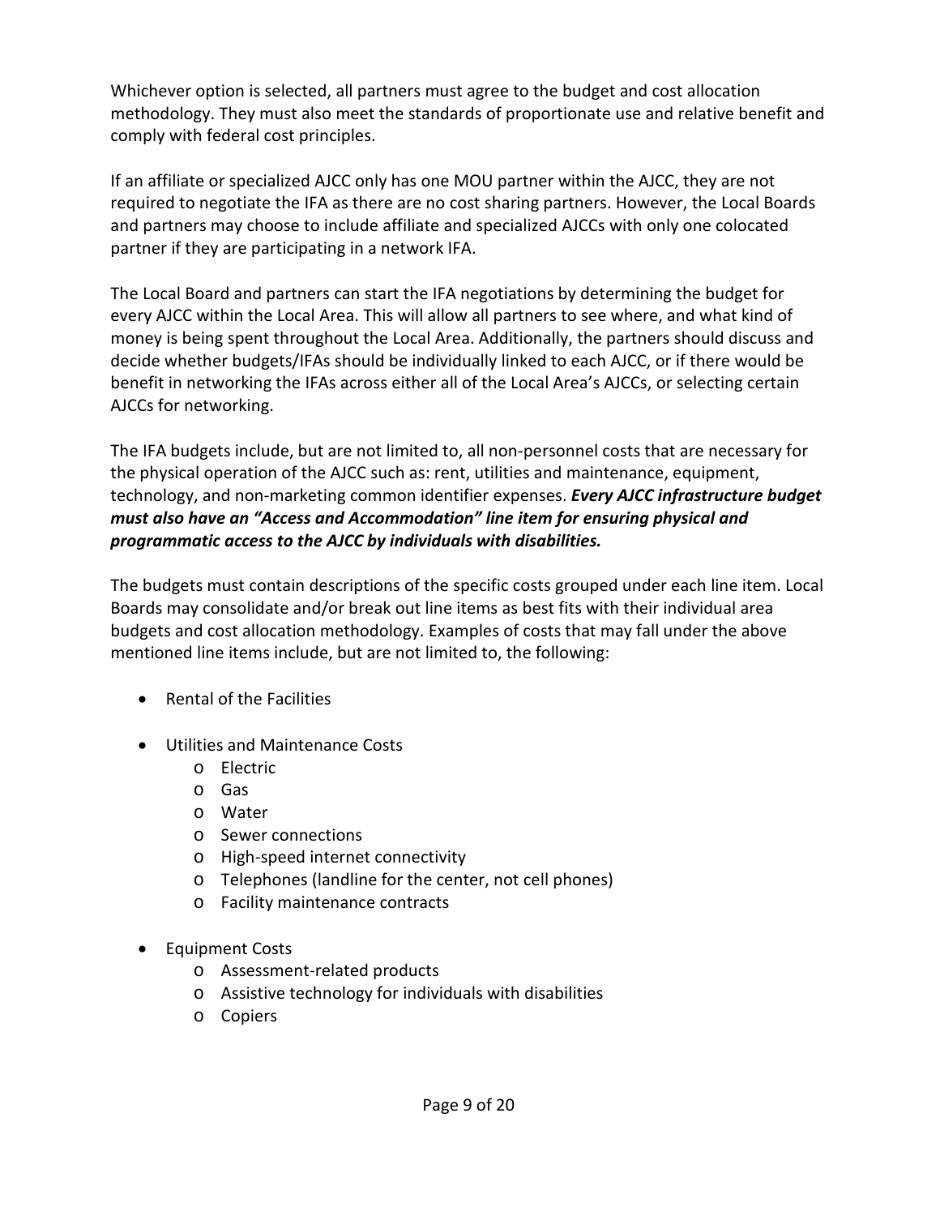Whichever option is selected, all partners must agree to the budget and cost allocation methodology. They must also meet the standards of proportionate use and relative benefit and comply with federal cost principles.

If an affiliate or specialized AJCC only has one MOU partner within the AJCC, they are not required to negotiate the IFA as there are no cost sharing partners. However, the Local Boards and partners may choose to include affiliate and specialized AJCCs with only one colocated partner if they are participating in a network IFA.

The Local Board and partners can start the IFA negotiations by determining the budget for every AJCC within the Local Area. This will allow all partners to see where, and what kind of money is being spent throughout the Local Area. Additionally, the partners should discuss and decide whether budgets/IFAs should be individually linked to each AJCC, or if there would be benefit in networking the IFAs across either all of the Local Area's AJCCs, or selecting certain AJCCs for networking.

The IFA budgets include, but are not limited to, all non-personnel costs that are necessary for the physical operation of the AJCC such as: rent, utilities and maintenance, equipment, technology, and non-marketing common identifier expenses. ***Every AJCC infrastructure budget must also have an "Access and Accommodation" line item for ensuring physical and programmatic access to the AJCC by individuals with disabilities.***

The budgets must contain descriptions of the specific costs grouped under each line item. Local Boards may consolidate and/or break out line items as best fits with their individual area budgets and cost allocation methodology. Examples of costs that may fall under the above mentioned line items include, but are not limited to, the following:

- Rental of the Facilities
- Utilities and Maintenance Costs
  - Electric
  - Gas
  - Water
  - Sewer connections
  - High-speed internet connectivity
  - Telephones (landline for the center, not cell phones)
  - Facility maintenance contracts
- Equipment Costs
  - Assessment-related products
  - Assistive technology for individuals with disabilities
  - Copiers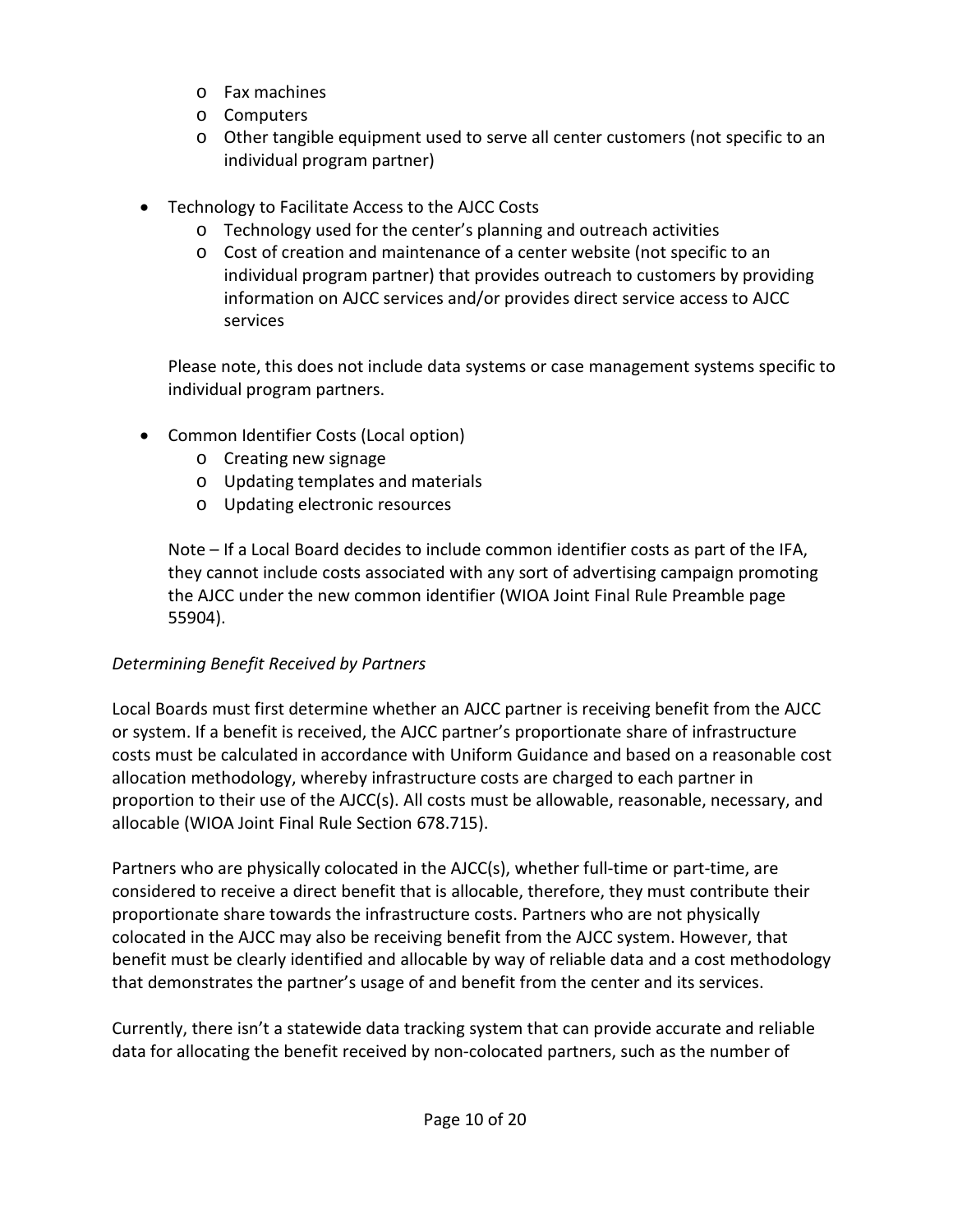- Fax machines
  - Computers
  - Other tangible equipment used to serve all center customers (not specific to an individual program partner)

- Technology to Facilitate Access to the AJCC Costs
  - Technology used for the center's planning and outreach activities
  - Cost of creation and maintenance of a center website (not specific to an individual program partner) that provides outreach to customers by providing information on AJCC services and/or provides direct service access to AJCC services

  Please note, this does not include data systems or case management systems specific to individual program partners.

- Common Identifier Costs (Local option)
  - Creating new signage
  - Updating templates and materials
  - Updating electronic resources

  Note – If a Local Board decides to include common identifier costs as part of the IFA, they cannot include costs associated with any sort of advertising campaign promoting the AJCC under the new common identifier (WIOA Joint Final Rule Preamble page 55904).

*Determining Benefit Received by Partners*

Local Boards must first determine whether an AJCC partner is receiving benefit from the AJCC or system. If a benefit is received, the AJCC partner's proportionate share of infrastructure costs must be calculated in accordance with Uniform Guidance and based on a reasonable cost allocation methodology, whereby infrastructure costs are charged to each partner in proportion to their use of the AJCC(s). All costs must be allowable, reasonable, necessary, and allocable (WIOA Joint Final Rule Section 678.715).

Partners who are physically colocated in the AJCC(s), whether full-time or part-time, are considered to receive a direct benefit that is allocable, therefore, they must contribute their proportionate share towards the infrastructure costs. Partners who are not physically colocated in the AJCC may also be receiving benefit from the AJCC system. However, that benefit must be clearly identified and allocable by way of reliable data and a cost methodology that demonstrates the partner's usage of and benefit from the center and its services.

Currently, there isn't a statewide data tracking system that can provide accurate and reliable data for allocating the benefit received by non-colocated partners, such as the number of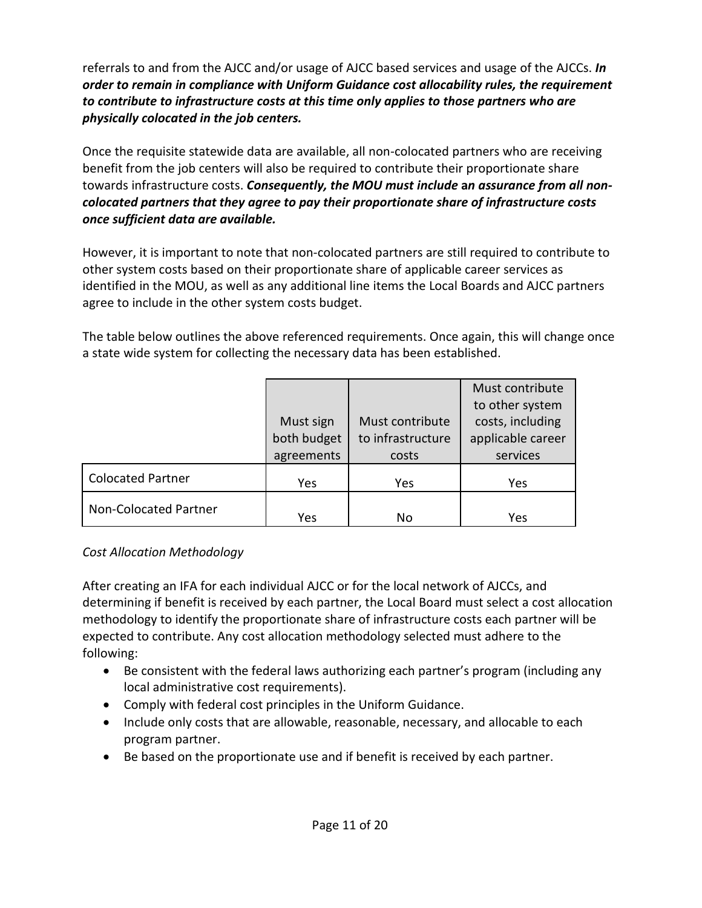referrals to and from the AJCC and/or usage of AJCC based services and usage of the AJCCs. ***In order to remain in compliance with Uniform Guidance cost allocability rules, the requirement to contribute to infrastructure costs at this time only applies to those partners who are physically colocated in the job centers.***

Once the requisite statewide data are available, all non-colocated partners who are receiving benefit from the job centers will also be required to contribute their proportionate share towards infrastructure costs. ***Consequently, the MOU must include* an *assurance from all non-colocated partners that they agree to pay their proportionate share of infrastructure costs once sufficient data are available.***

However, it is important to note that non-colocated partners are still required to contribute to other system costs based on their proportionate share of applicable career services as identified in the MOU, as well as any additional line items the Local Boards and AJCC partners agree to include in the other system costs budget.

The table below outlines the above referenced requirements. Once again, this will change once a state wide system for collecting the necessary data has been established.

| | Must sign both budget agreements | Must contribute to infrastructure costs | Must contribute to other system costs, including applicable career services |
|---|---|---|---|
| Colocated Partner | Yes | Yes | Yes |
| Non-Colocated Partner | Yes | No | Yes |

*Cost Allocation Methodology*

After creating an IFA for each individual AJCC or for the local network of AJCCs, and determining if benefit is received by each partner, the Local Board must select a cost allocation methodology to identify the proportionate share of infrastructure costs each partner will be expected to contribute. Any cost allocation methodology selected must adhere to the following:

- Be consistent with the federal laws authorizing each partner's program (including any local administrative cost requirements).
- Comply with federal cost principles in the Uniform Guidance.
- Include only costs that are allowable, reasonable, necessary, and allocable to each program partner.
- Be based on the proportionate use and if benefit is received by each partner.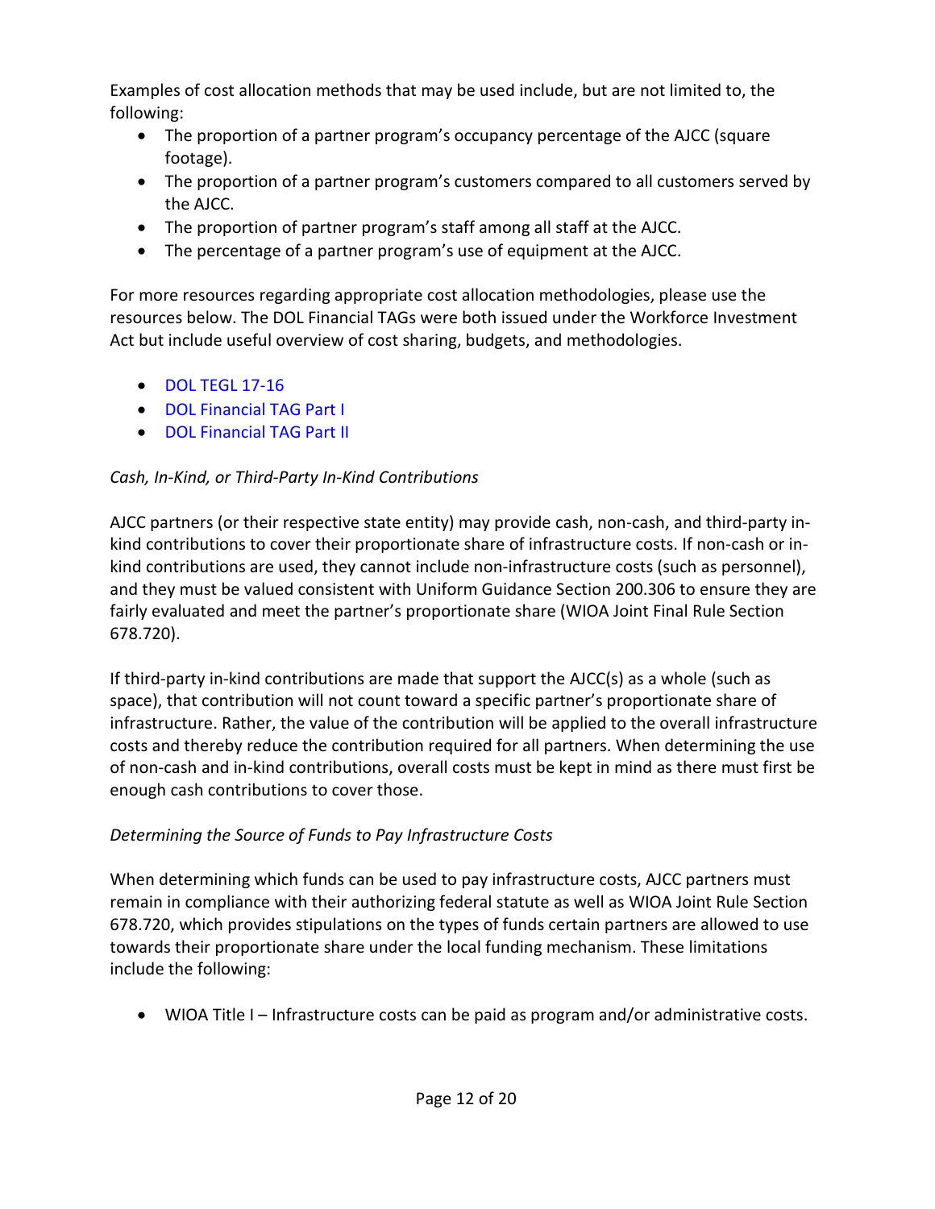Examples of cost allocation methods that may be used include, but are not limited to, the following:

- The proportion of a partner program's occupancy percentage of the AJCC (square footage).
- The proportion of a partner program's customers compared to all customers served by the AJCC.
- The proportion of partner program's staff among all staff at the AJCC.
- The percentage of a partner program's use of equipment at the AJCC.

For more resources regarding appropriate cost allocation methodologies, please use the resources below. The DOL Financial TAGs were both issued under the Workforce Investment Act but include useful overview of cost sharing, budgets, and methodologies.

- DOL TEGL 17-16
- DOL Financial TAG Part I
- DOL Financial TAG Part II

*Cash, In-Kind, or Third-Party In-Kind Contributions*

AJCC partners (or their respective state entity) may provide cash, non-cash, and third-party in-kind contributions to cover their proportionate share of infrastructure costs. If non-cash or in-kind contributions are used, they cannot include non-infrastructure costs (such as personnel), and they must be valued consistent with Uniform Guidance Section 200.306 to ensure they are fairly evaluated and meet the partner's proportionate share (WIOA Joint Final Rule Section 678.720).

If third-party in-kind contributions are made that support the AJCC(s) as a whole (such as space), that contribution will not count toward a specific partner's proportionate share of infrastructure. Rather, the value of the contribution will be applied to the overall infrastructure costs and thereby reduce the contribution required for all partners. When determining the use of non-cash and in-kind contributions, overall costs must be kept in mind as there must first be enough cash contributions to cover those.

*Determining the Source of Funds to Pay Infrastructure Costs*

When determining which funds can be used to pay infrastructure costs, AJCC partners must remain in compliance with their authorizing federal statute as well as WIOA Joint Rule Section 678.720, which provides stipulations on the types of funds certain partners are allowed to use towards their proportionate share under the local funding mechanism. These limitations include the following:

- WIOA Title I – Infrastructure costs can be paid as program and/or administrative costs.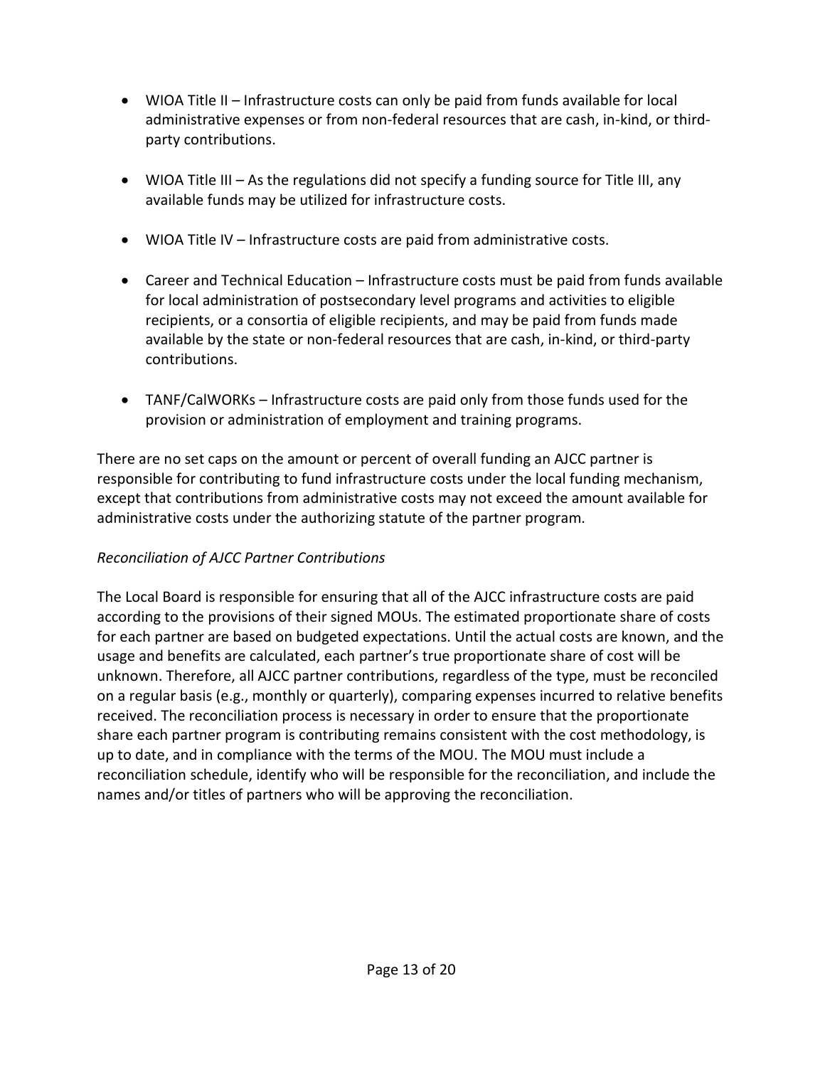- WIOA Title II – Infrastructure costs can only be paid from funds available for local administrative expenses or from non-federal resources that are cash, in-kind, or third-party contributions.

- WIOA Title III – As the regulations did not specify a funding source for Title III, any available funds may be utilized for infrastructure costs.

- WIOA Title IV – Infrastructure costs are paid from administrative costs.

- Career and Technical Education – Infrastructure costs must be paid from funds available for local administration of postsecondary level programs and activities to eligible recipients, or a consortia of eligible recipients, and may be paid from funds made available by the state or non-federal resources that are cash, in-kind, or third-party contributions.

- TANF/CalWORKs – Infrastructure costs are paid only from those funds used for the provision or administration of employment and training programs.

There are no set caps on the amount or percent of overall funding an AJCC partner is responsible for contributing to fund infrastructure costs under the local funding mechanism, except that contributions from administrative costs may not exceed the amount available for administrative costs under the authorizing statute of the partner program.

*Reconciliation of AJCC Partner Contributions*

The Local Board is responsible for ensuring that all of the AJCC infrastructure costs are paid according to the provisions of their signed MOUs. The estimated proportionate share of costs for each partner are based on budgeted expectations. Until the actual costs are known, and the usage and benefits are calculated, each partner's true proportionate share of cost will be unknown. Therefore, all AJCC partner contributions, regardless of the type, must be reconciled on a regular basis (e.g., monthly or quarterly), comparing expenses incurred to relative benefits received. The reconciliation process is necessary in order to ensure that the proportionate share each partner program is contributing remains consistent with the cost methodology, is up to date, and in compliance with the terms of the MOU. The MOU must include a reconciliation schedule, identify who will be responsible for the reconciliation, and include the names and/or titles of partners who will be approving the reconciliation.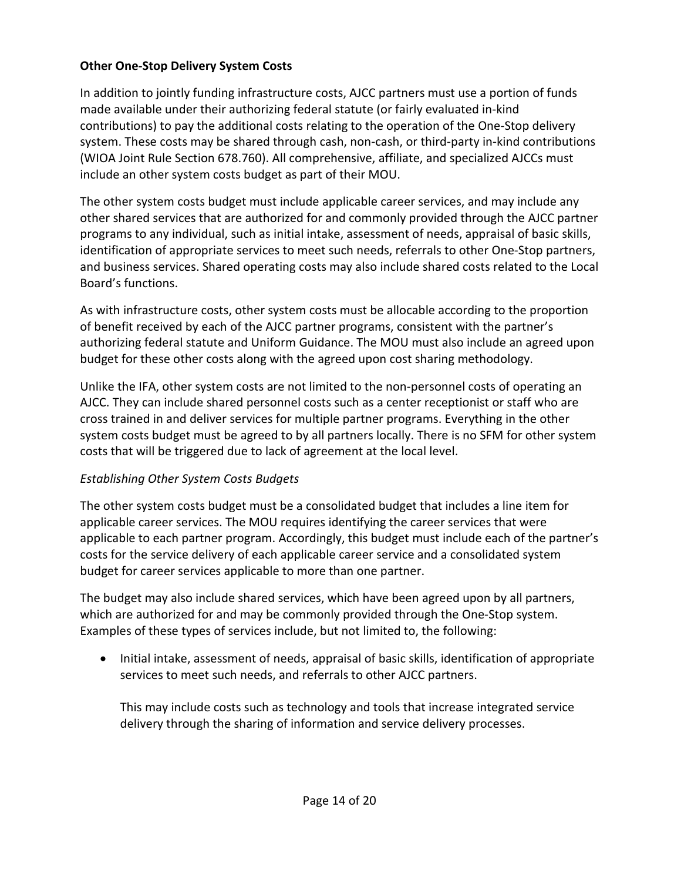**Other One-Stop Delivery System Costs**

In addition to jointly funding infrastructure costs, AJCC partners must use a portion of funds made available under their authorizing federal statute (or fairly evaluated in-kind contributions) to pay the additional costs relating to the operation of the One-Stop delivery system. These costs may be shared through cash, non-cash, or third-party in-kind contributions (WIOA Joint Rule Section 678.760). All comprehensive, affiliate, and specialized AJCCs must include an other system costs budget as part of their MOU.

The other system costs budget must include applicable career services, and may include any other shared services that are authorized for and commonly provided through the AJCC partner programs to any individual, such as initial intake, assessment of needs, appraisal of basic skills, identification of appropriate services to meet such needs, referrals to other One-Stop partners, and business services. Shared operating costs may also include shared costs related to the Local Board's functions.

As with infrastructure costs, other system costs must be allocable according to the proportion of benefit received by each of the AJCC partner programs, consistent with the partner's authorizing federal statute and Uniform Guidance. The MOU must also include an agreed upon budget for these other costs along with the agreed upon cost sharing methodology.

Unlike the IFA, other system costs are not limited to the non-personnel costs of operating an AJCC. They can include shared personnel costs such as a center receptionist or staff who are cross trained in and deliver services for multiple partner programs. Everything in the other system costs budget must be agreed to by all partners locally. There is no SFM for other system costs that will be triggered due to lack of agreement at the local level.

*Establishing Other System Costs Budgets*

The other system costs budget must be a consolidated budget that includes a line item for applicable career services. The MOU requires identifying the career services that were applicable to each partner program. Accordingly, this budget must include each of the partner's costs for the service delivery of each applicable career service and a consolidated system budget for career services applicable to more than one partner.

The budget may also include shared services, which have been agreed upon by all partners, which are authorized for and may be commonly provided through the One-Stop system. Examples of these types of services include, but not limited to, the following:

- Initial intake, assessment of needs, appraisal of basic skills, identification of appropriate services to meet such needs, and referrals to other AJCC partners.

  This may include costs such as technology and tools that increase integrated service delivery through the sharing of information and service delivery processes.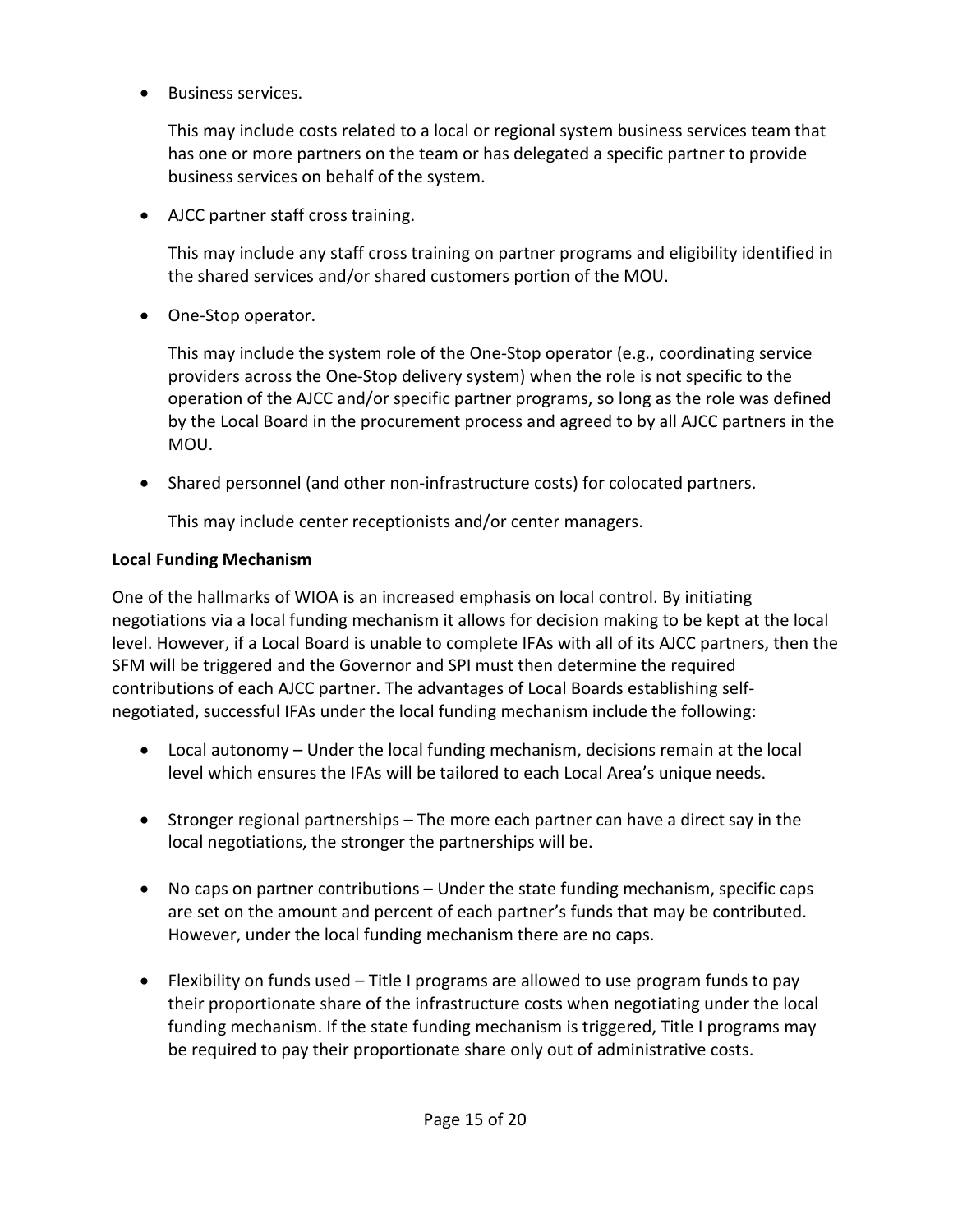- Business services.

  This may include costs related to a local or regional system business services team that has one or more partners on the team or has delegated a specific partner to provide business services on behalf of the system.

- AJCC partner staff cross training.

  This may include any staff cross training on partner programs and eligibility identified in the shared services and/or shared customers portion of the MOU.

- One-Stop operator.

  This may include the system role of the One-Stop operator (e.g., coordinating service providers across the One-Stop delivery system) when the role is not specific to the operation of the AJCC and/or specific partner programs, so long as the role was defined by the Local Board in the procurement process and agreed to by all AJCC partners in the MOU.

- Shared personnel (and other non-infrastructure costs) for colocated partners.

  This may include center receptionists and/or center managers.

**Local Funding Mechanism**

One of the hallmarks of WIOA is an increased emphasis on local control. By initiating negotiations via a local funding mechanism it allows for decision making to be kept at the local level. However, if a Local Board is unable to complete IFAs with all of its AJCC partners, then the SFM will be triggered and the Governor and SPI must then determine the required contributions of each AJCC partner. The advantages of Local Boards establishing self-negotiated, successful IFAs under the local funding mechanism include the following:

- Local autonomy – Under the local funding mechanism, decisions remain at the local level which ensures the IFAs will be tailored to each Local Area's unique needs.

- Stronger regional partnerships – The more each partner can have a direct say in the local negotiations, the stronger the partnerships will be.

- No caps on partner contributions – Under the state funding mechanism, specific caps are set on the amount and percent of each partner's funds that may be contributed. However, under the local funding mechanism there are no caps.

- Flexibility on funds used – Title I programs are allowed to use program funds to pay their proportionate share of the infrastructure costs when negotiating under the local funding mechanism. If the state funding mechanism is triggered, Title I programs may be required to pay their proportionate share only out of administrative costs.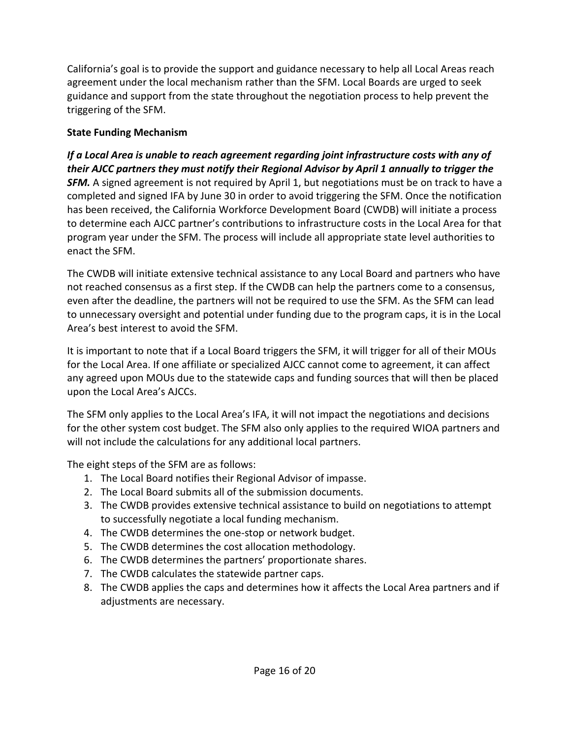California's goal is to provide the support and guidance necessary to help all Local Areas reach agreement under the local mechanism rather than the SFM. Local Boards are urged to seek guidance and support from the state throughout the negotiation process to help prevent the triggering of the SFM.

**State Funding Mechanism**

***If a Local Area is unable to reach agreement regarding joint infrastructure costs with any of their AJCC partners they must notify their Regional Advisor by April 1 annually to trigger the SFM.*** A signed agreement is not required by April 1, but negotiations must be on track to have a completed and signed IFA by June 30 in order to avoid triggering the SFM. Once the notification has been received, the California Workforce Development Board (CWDB) will initiate a process to determine each AJCC partner's contributions to infrastructure costs in the Local Area for that program year under the SFM. The process will include all appropriate state level authorities to enact the SFM.

The CWDB will initiate extensive technical assistance to any Local Board and partners who have not reached consensus as a first step. If the CWDB can help the partners come to a consensus, even after the deadline, the partners will not be required to use the SFM. As the SFM can lead to unnecessary oversight and potential under funding due to the program caps, it is in the Local Area's best interest to avoid the SFM.

It is important to note that if a Local Board triggers the SFM, it will trigger for all of their MOUs for the Local Area. If one affiliate or specialized AJCC cannot come to agreement, it can affect any agreed upon MOUs due to the statewide caps and funding sources that will then be placed upon the Local Area's AJCCs.

The SFM only applies to the Local Area's IFA, it will not impact the negotiations and decisions for the other system cost budget. The SFM also only applies to the required WIOA partners and will not include the calculations for any additional local partners.

The eight steps of the SFM are as follows:

1. The Local Board notifies their Regional Advisor of impasse.
2. The Local Board submits all of the submission documents.
3. The CWDB provides extensive technical assistance to build on negotiations to attempt to successfully negotiate a local funding mechanism.
4. The CWDB determines the one-stop or network budget.
5. The CWDB determines the cost allocation methodology.
6. The CWDB determines the partners' proportionate shares.
7. The CWDB calculates the statewide partner caps.
8. The CWDB applies the caps and determines how it affects the Local Area partners and if adjustments are necessary.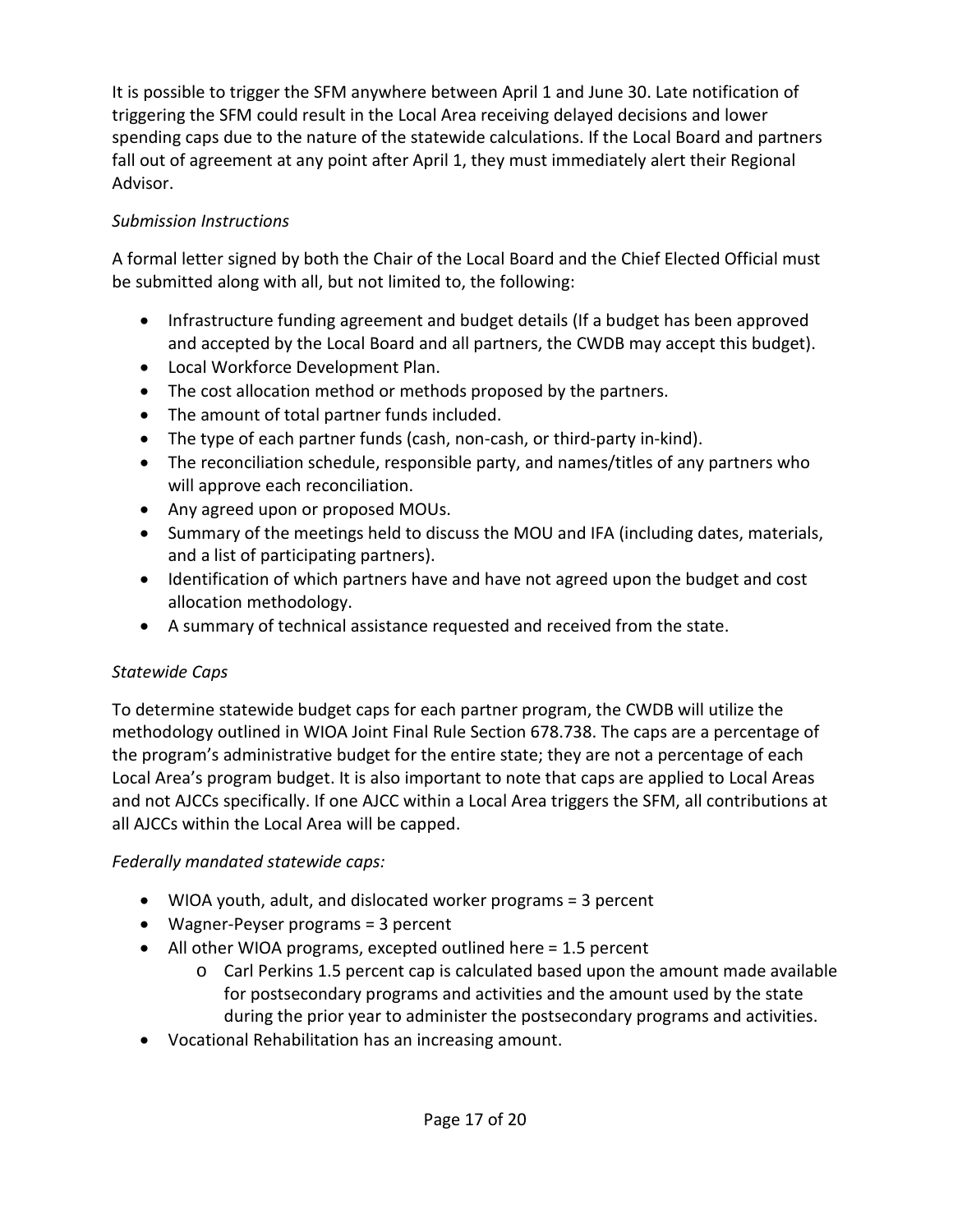It is possible to trigger the SFM anywhere between April 1 and June 30. Late notification of triggering the SFM could result in the Local Area receiving delayed decisions and lower spending caps due to the nature of the statewide calculations. If the Local Board and partners fall out of agreement at any point after April 1, they must immediately alert their Regional Advisor.

*Submission Instructions*

A formal letter signed by both the Chair of the Local Board and the Chief Elected Official must be submitted along with all, but not limited to, the following:

- Infrastructure funding agreement and budget details (If a budget has been approved and accepted by the Local Board and all partners, the CWDB may accept this budget).
- Local Workforce Development Plan.
- The cost allocation method or methods proposed by the partners.
- The amount of total partner funds included.
- The type of each partner funds (cash, non-cash, or third-party in-kind).
- The reconciliation schedule, responsible party, and names/titles of any partners who will approve each reconciliation.
- Any agreed upon or proposed MOUs.
- Summary of the meetings held to discuss the MOU and IFA (including dates, materials, and a list of participating partners).
- Identification of which partners have and have not agreed upon the budget and cost allocation methodology.
- A summary of technical assistance requested and received from the state.

*Statewide Caps*

To determine statewide budget caps for each partner program, the CWDB will utilize the methodology outlined in WIOA Joint Final Rule Section 678.738. The caps are a percentage of the program's administrative budget for the entire state; they are not a percentage of each Local Area's program budget. It is also important to note that caps are applied to Local Areas and not AJCCs specifically. If one AJCC within a Local Area triggers the SFM, all contributions at all AJCCs within the Local Area will be capped.

*Federally mandated statewide caps:*

- WIOA youth, adult, and dislocated worker programs = 3 percent
- Wagner-Peyser programs = 3 percent
- All other WIOA programs, excepted outlined here = 1.5 percent
  - Carl Perkins 1.5 percent cap is calculated based upon the amount made available for postsecondary programs and activities and the amount used by the state during the prior year to administer the postsecondary programs and activities.
- Vocational Rehabilitation has an increasing amount.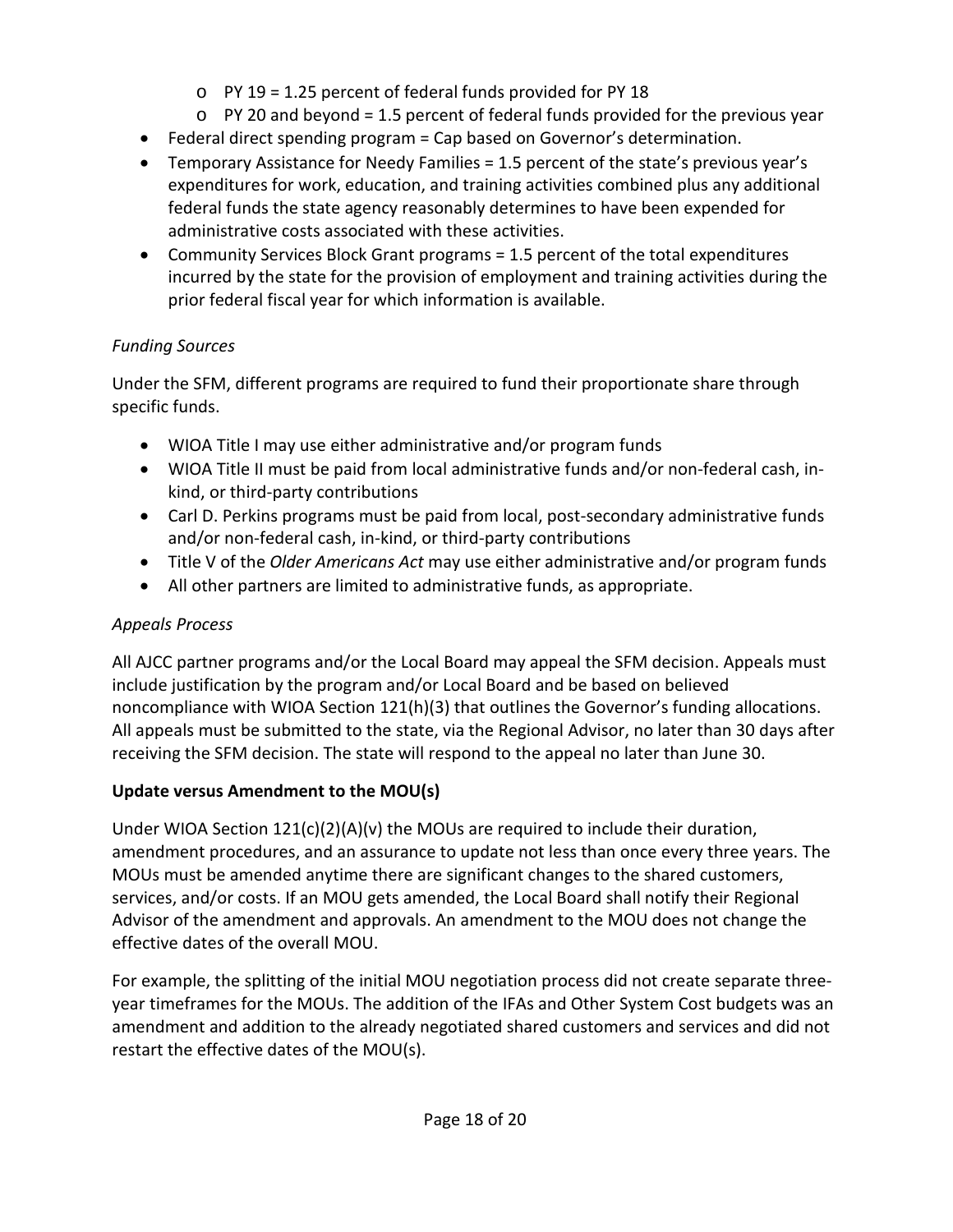- PY 19 = 1.25 percent of federal funds provided for PY 18
    - PY 20 and beyond = 1.5 percent of federal funds provided for the previous year
- Federal direct spending program = Cap based on Governor's determination.
- Temporary Assistance for Needy Families = 1.5 percent of the state's previous year's expenditures for work, education, and training activities combined plus any additional federal funds the state agency reasonably determines to have been expended for administrative costs associated with these activities.
- Community Services Block Grant programs = 1.5 percent of the total expenditures incurred by the state for the provision of employment and training activities during the prior federal fiscal year for which information is available.

*Funding Sources*

Under the SFM, different programs are required to fund their proportionate share through specific funds.

- WIOA Title I may use either administrative and/or program funds
- WIOA Title II must be paid from local administrative funds and/or non-federal cash, in-kind, or third-party contributions
- Carl D. Perkins programs must be paid from local, post-secondary administrative funds and/or non-federal cash, in-kind, or third-party contributions
- Title V of the *Older Americans Act* may use either administrative and/or program funds
- All other partners are limited to administrative funds, as appropriate.

*Appeals Process*

All AJCC partner programs and/or the Local Board may appeal the SFM decision. Appeals must include justification by the program and/or Local Board and be based on believed noncompliance with WIOA Section 121(h)(3) that outlines the Governor's funding allocations. All appeals must be submitted to the state, via the Regional Advisor, no later than 30 days after receiving the SFM decision. The state will respond to the appeal no later than June 30.

**Update versus Amendment to the MOU(s)**

Under WIOA Section 121(c)(2)(A)(v) the MOUs are required to include their duration, amendment procedures, and an assurance to update not less than once every three years. The MOUs must be amended anytime there are significant changes to the shared customers, services, and/or costs. If an MOU gets amended, the Local Board shall notify their Regional Advisor of the amendment and approvals. An amendment to the MOU does not change the effective dates of the overall MOU.

For example, the splitting of the initial MOU negotiation process did not create separate three-year timeframes for the MOUs. The addition of the IFAs and Other System Cost budgets was an amendment and addition to the already negotiated shared customers and services and did not restart the effective dates of the MOU(s).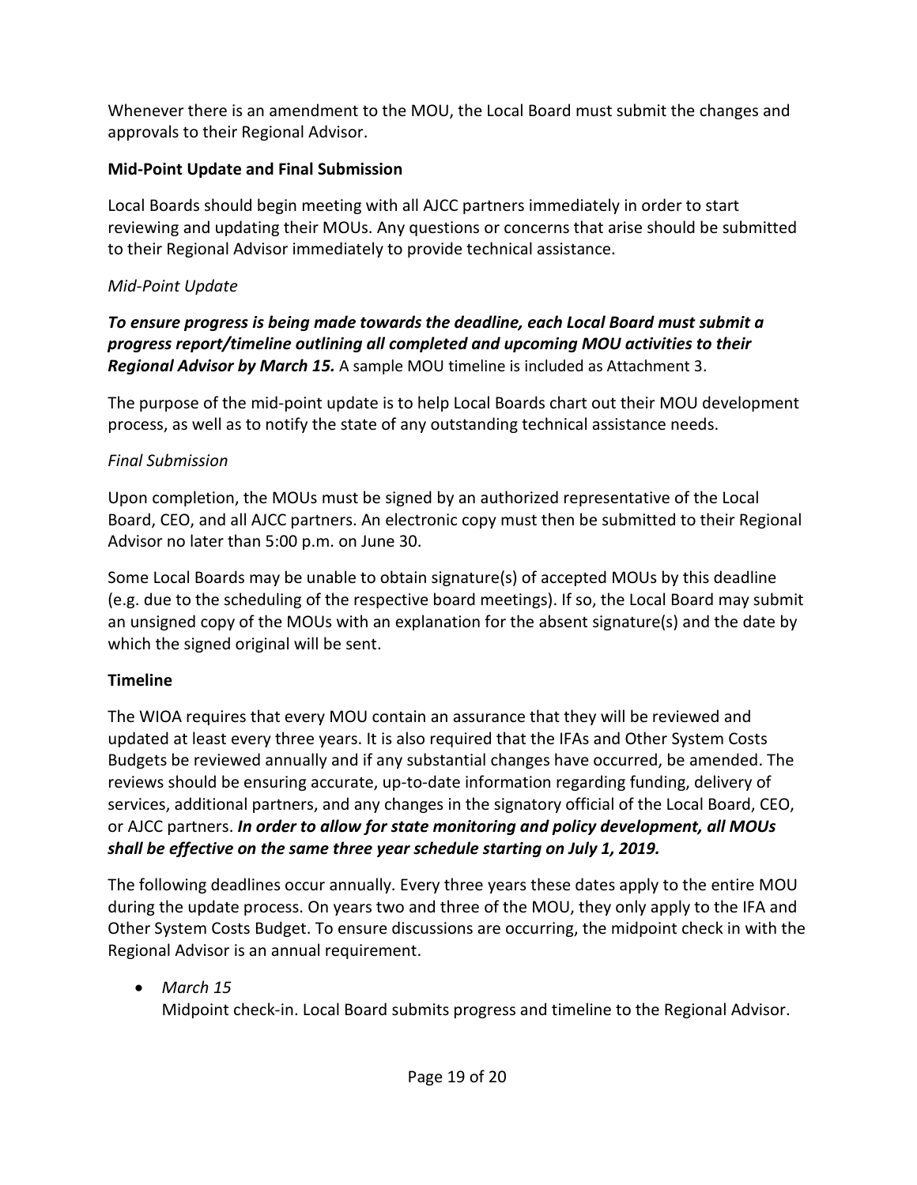Whenever there is an amendment to the MOU, the Local Board must submit the changes and approvals to their Regional Advisor.

**Mid-Point Update and Final Submission**

Local Boards should begin meeting with all AJCC partners immediately in order to start reviewing and updating their MOUs. Any questions or concerns that arise should be submitted to their Regional Advisor immediately to provide technical assistance.

*Mid-Point Update*

***To ensure progress is being made towards the deadline, each Local Board must submit a progress report/timeline outlining all completed and upcoming MOU activities to their Regional Advisor by March 15.*** A sample MOU timeline is included as Attachment 3.

The purpose of the mid-point update is to help Local Boards chart out their MOU development process, as well as to notify the state of any outstanding technical assistance needs.

*Final Submission*

Upon completion, the MOUs must be signed by an authorized representative of the Local Board, CEO, and all AJCC partners. An electronic copy must then be submitted to their Regional Advisor no later than 5:00 p.m. on June 30.

Some Local Boards may be unable to obtain signature(s) of accepted MOUs by this deadline (e.g. due to the scheduling of the respective board meetings). If so, the Local Board may submit an unsigned copy of the MOUs with an explanation for the absent signature(s) and the date by which the signed original will be sent.

**Timeline**

The WIOA requires that every MOU contain an assurance that they will be reviewed and updated at least every three years. It is also required that the IFAs and Other System Costs Budgets be reviewed annually and if any substantial changes have occurred, be amended. The reviews should be ensuring accurate, up-to-date information regarding funding, delivery of services, additional partners, and any changes in the signatory official of the Local Board, CEO, or AJCC partners. ***In order to allow for state monitoring and policy development, all MOUs shall be effective on the same three year schedule starting on July 1, 2019.***

The following deadlines occur annually. Every three years these dates apply to the entire MOU during the update process. On years two and three of the MOU, they only apply to the IFA and Other System Costs Budget. To ensure discussions are occurring, the midpoint check in with the Regional Advisor is an annual requirement.

- *March 15*
  Midpoint check-in. Local Board submits progress and timeline to the Regional Advisor.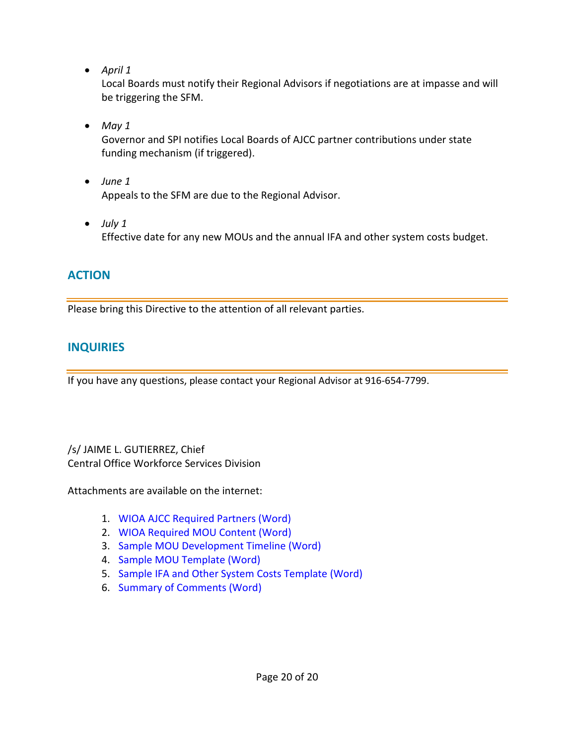- *April 1*
  Local Boards must notify their Regional Advisors if negotiations are at impasse and will be triggering the SFM.

- *May 1*
  Governor and SPI notifies Local Boards of AJCC partner contributions under state funding mechanism (if triggered).

- *June 1*
  Appeals to the SFM are due to the Regional Advisor.

- *July 1*
  Effective date for any new MOUs and the annual IFA and other system costs budget.

## ACTION

Please bring this Directive to the attention of all relevant parties.

## INQUIRIES

If you have any questions, please contact your Regional Advisor at 916-654-7799.

/s/ JAIME L. GUTIERREZ, Chief
Central Office Workforce Services Division

Attachments are available on the internet:

1. WIOA AJCC Required Partners (Word)
2. WIOA Required MOU Content (Word)
3. Sample MOU Development Timeline (Word)
4. Sample MOU Template (Word)
5. Sample IFA and Other System Costs Template (Word)
6. Summary of Comments (Word)